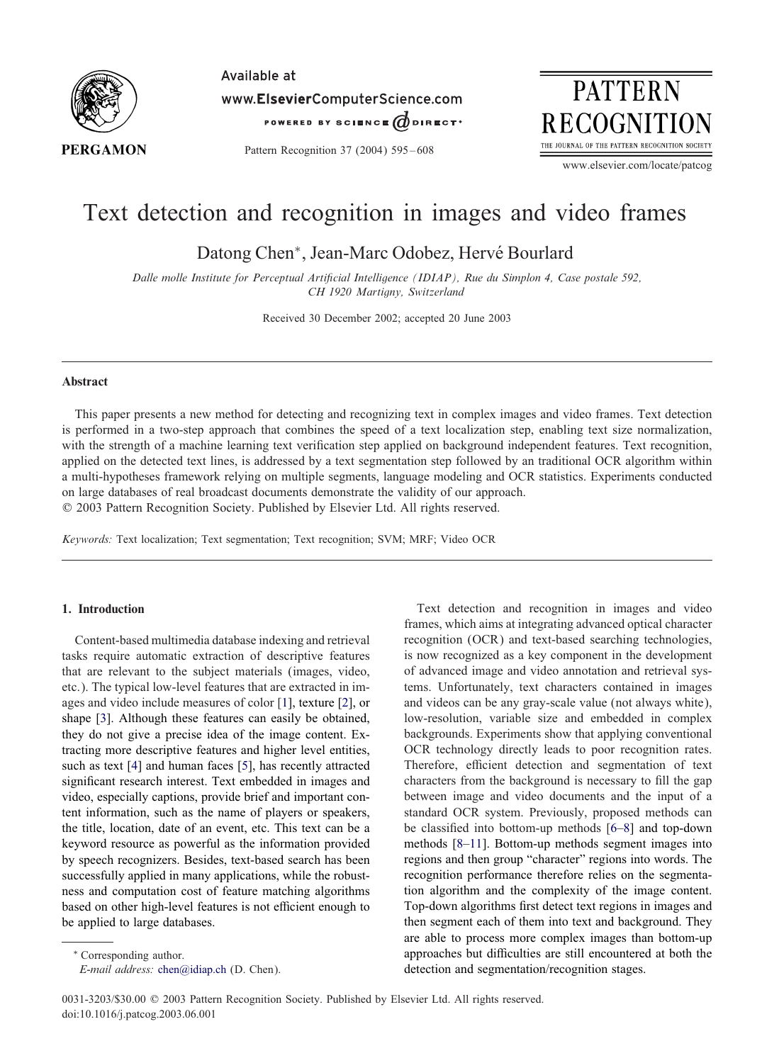# Text detection and recognition in images and video frames

Datong Chen*, Jean-Marc Odobez, Hervé Bourlard

*Dalle molle Institute for Perceptual Artificial Intelligence (IDIAP), Rue du Simplon 4, Case postale 592, CH 1920 Martigny, Switzerland*

Received 30 December 2002; accepted 20 June 2003

## Abstract

This paper presents a new method for detecting and recognizing text in complex images and video frames. Text detection is performed in a two-step approach that combines the speed of a text localization step, enabling text size normalization, with the strength of a machine learning text verification step applied on background independent features. Text recognition, applied on the detected text lines, is addressed by a text segmentation step followed by an traditional OCR algorithm within a multi-hypotheses framework relying on multiple segments, language modeling and OCR statistics. Experiments conducted on large databases of real broadcast documents demonstrate the validity of our approach.

© 2003 Pattern Recognition Society. Published by Elsevier Ltd. All rights reserved.

*Keywords:* Text localization; Text segmentation; Text recognition; SVM; MRF; Video OCR

## 1. Introduction

Content-based multimedia database indexing and retrieval tasks require automatic extraction of descriptive features that are relevant to the subject materials (images, video, etc.). The typical low-level features that are extracted in images and video include measures of color [1], texture [2], or shape [3]. Although these features can easily be obtained, they do not give a precise idea of the image content. Extracting more descriptive features and higher level entities, such as text [4] and human faces [5], has recently attracted significant research interest. Text embedded in images and video, especially captions, provide brief and important content information, such as the name of players or speakers, the title, location, date of an event, etc. This text can be a keyword resource as powerful as the information provided by speech recognizers. Besides, text-based search has been successfully applied in many applications, while the robustness and computation cost of feature matching algorithms based on other high-level features is not efficient enough to be applied to large databases.

Text detection and recognition in images and video frames, which aims at integrating advanced optical character recognition (OCR) and text-based searching technologies, is now recognized as a key component in the development of advanced image and video annotation and retrieval systems. Unfortunately, text characters contained in images and videos can be any gray-scale value (not always white), low-resolution, variable size and embedded in complex backgrounds. Experiments show that applying conventional OCR technology directly leads to poor recognition rates. Therefore, efficient detection and segmentation of text characters from the background is necessary to fill the gap between image and video documents and the input of a standard OCR system. Previously, proposed methods can be classified into bottom-up methods [6–8] and top-down methods [8–11]. Bottom-up methods segment images into regions and then group "character" regions into words. The recognition performance therefore relies on the segmentation algorithm and the complexity of the image content. Top-down algorithms first detect text regions in images and then segment each of them into text and background. They are able to process more complex images than bottom-up approaches but difficulties are still encountered at both the detection and segmentation/recognition stages.

* Corresponding author.
*E-mail address:* chen@idiap.ch (D. Chen).

0031-3203/$30.00 © 2003 Pattern Recognition Society. Published by Elsevier Ltd. All rights reserved.
doi:10.1016/j.patcog.2003.06.001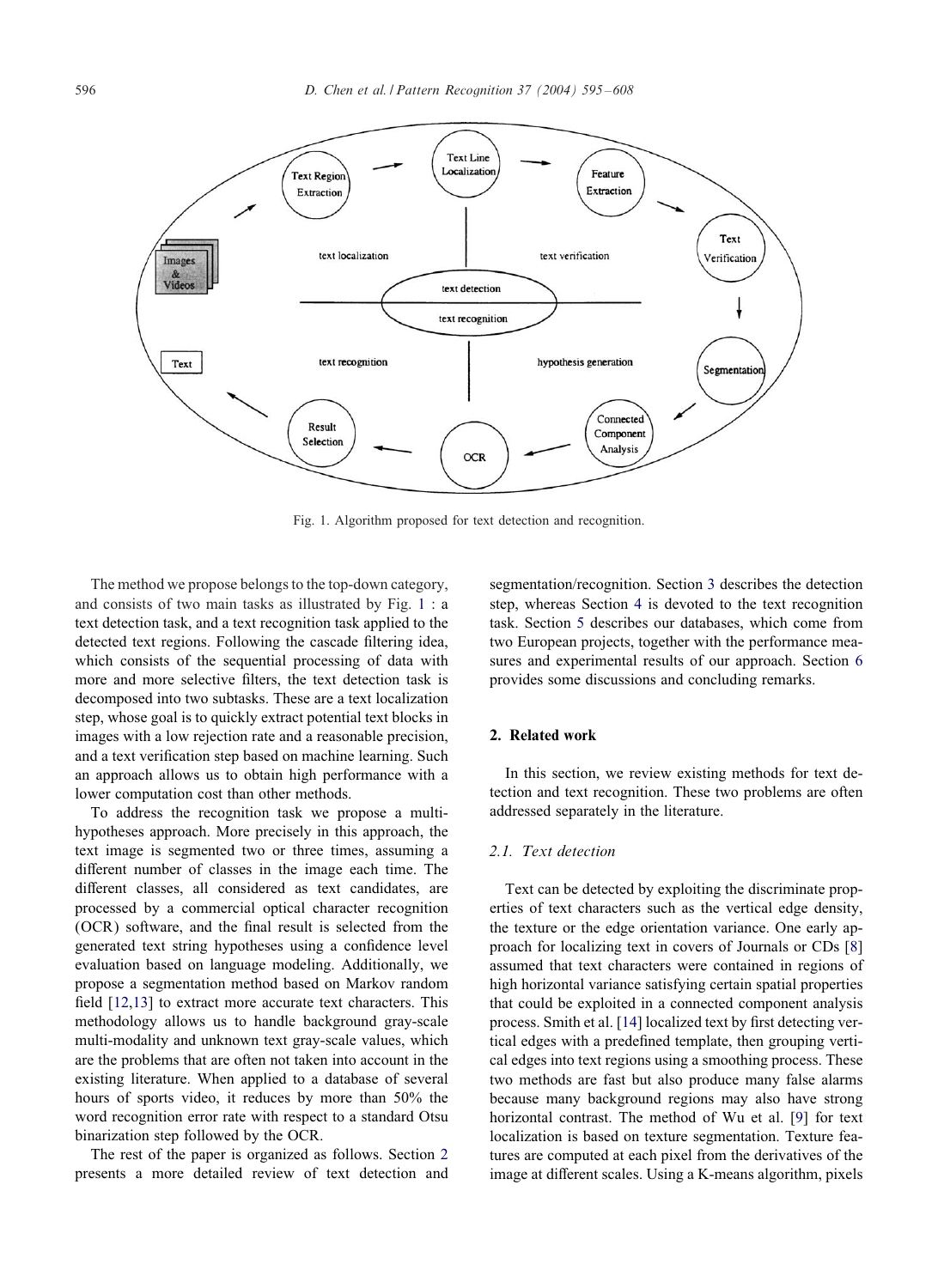Fig. 1. Algorithm proposed for text detection and recognition.

The method we propose belongs to the top-down category, and consists of two main tasks as illustrated by Fig. 1 : a text detection task, and a text recognition task applied to the detected text regions. Following the cascade filtering idea, which consists of the sequential processing of data with more and more selective filters, the text detection task is decomposed into two subtasks. These are a text localization step, whose goal is to quickly extract potential text blocks in images with a low rejection rate and a reasonable precision, and a text verification step based on machine learning. Such an approach allows us to obtain high performance with a lower computation cost than other methods.

To address the recognition task we propose a multi-hypotheses approach. More precisely in this approach, the text image is segmented two or three times, assuming a different number of classes in the image each time. The different classes, all considered as text candidates, are processed by a commercial optical character recognition (OCR) software, and the final result is selected from the generated text string hypotheses using a confidence level evaluation based on language modeling. Additionally, we propose a segmentation method based on Markov random field [12,13] to extract more accurate text characters. This methodology allows us to handle background gray-scale multi-modality and unknown text gray-scale values, which are the problems that are often not taken into account in the existing literature. When applied to a database of several hours of sports video, it reduces by more than 50% the word recognition error rate with respect to a standard Otsu binarization step followed by the OCR.

The rest of the paper is organized as follows. Section 2 presents a more detailed review of text detection and segmentation/recognition. Section 3 describes the detection step, whereas Section 4 is devoted to the text recognition task. Section 5 describes our databases, which come from two European projects, together with the performance measures and experimental results of our approach. Section 6 provides some discussions and concluding remarks.

## 2. Related work

In this section, we review existing methods for text detection and text recognition. These two problems are often addressed separately in the literature.

### 2.1. Text detection

Text can be detected by exploiting the discriminate properties of text characters such as the vertical edge density, the texture or the edge orientation variance. One early approach for localizing text in covers of Journals or CDs [8] assumed that text characters were contained in regions of high horizontal variance satisfying certain spatial properties that could be exploited in a connected component analysis process. Smith et al. [14] localized text by first detecting vertical edges with a predefined template, then grouping vertical edges into text regions using a smoothing process. These two methods are fast but also produce many false alarms because many background regions may also have strong horizontal contrast. The method of Wu et al. [9] for text localization is based on texture segmentation. Texture features are computed at each pixel from the derivatives of the image at different scales. Using a K-means algorithm, pixels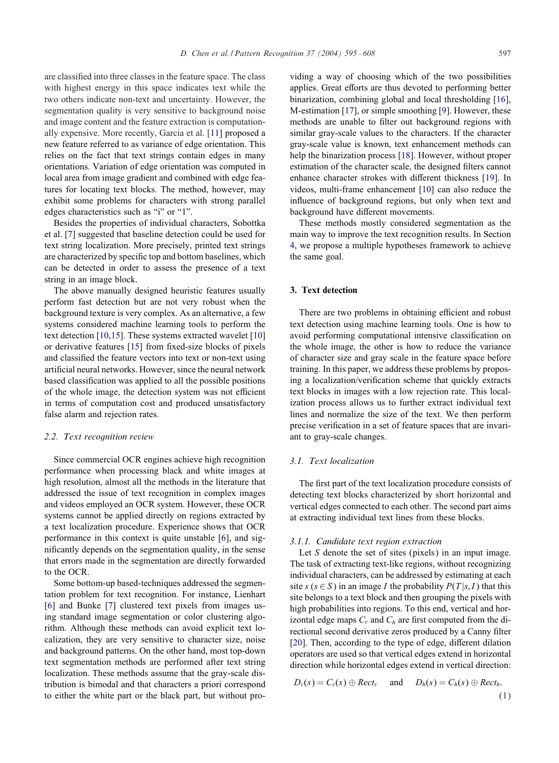are classified into three classes in the feature space. The class with highest energy in this space indicates text while the two others indicate non-text and uncertainty. However, the segmentation quality is very sensitive to background noise and image content and the feature extraction is computationally expensive. More recently, Garcia et al. [11] proposed a new feature referred to as variance of edge orientation. This relies on the fact that text strings contain edges in many orientations. Variation of edge orientation was computed in local area from image gradient and combined with edge features for locating text blocks. The method, however, may exhibit some problems for characters with strong parallel edges characteristics such as "i" or "1".

Besides the properties of individual characters, Sobottka et al. [7] suggested that baseline detection could be used for text string localization. More precisely, printed text strings are characterized by specific top and bottom baselines, which can be detected in order to assess the presence of a text string in an image block.

The above manually designed heuristic features usually perform fast detection but are not very robust when the background texture is very complex. As an alternative, a few systems considered machine learning tools to perform the text detection [10,15]. These systems extracted wavelet [10] or derivative features [15] from fixed-size blocks of pixels and classified the feature vectors into text or non-text using artificial neural networks. However, since the neural network based classification was applied to all the possible positions of the whole image, the detection system was not efficient in terms of computation cost and produced unsatisfactory false alarm and rejection rates.

### *2.2. Text recognition review*

Since commercial OCR engines achieve high recognition performance when processing black and white images at high resolution, almost all the methods in the literature that addressed the issue of text recognition in complex images and videos employed an OCR system. However, these OCR systems cannot be applied directly on regions extracted by a text localization procedure. Experience shows that OCR performance in this context is quite unstable [6], and significantly depends on the segmentation quality, in the sense that errors made in the segmentation are directly forwarded to the OCR.

Some bottom-up based-techniques addressed the segmentation problem for text recognition. For instance, Lienhart [6] and Bunke [7] clustered text pixels from images using standard image segmentation or color clustering algorithm. Although these methods can avoid explicit text localization, they are very sensitive to character size, noise and background patterns. On the other hand, most top-down text segmentation methods are performed after text string localization. These methods assume that the gray-scale distribution is bimodal and that characters a priori correspond to either the white part or the black part, but without providing a way of choosing which of the two possibilities applies. Great efforts are thus devoted to performing better binarization, combining global and local thresholding [16], M-estimation [17], or simple smoothing [9]. However, these methods are unable to filter out background regions with similar gray-scale values to the characters. If the character gray-scale value is known, text enhancement methods can help the binarization process [18]. However, without proper estimation of the character scale, the designed filters cannot enhance character strokes with different thickness [19]. In videos, multi-frame enhancement [10] can also reduce the influence of background regions, but only when text and background have different movements.

These methods mostly considered segmentation as the main way to improve the text recognition results. In Section 4, we propose a multiple hypotheses framework to achieve the same goal.

## 3. Text detection

There are two problems in obtaining efficient and robust text detection using machine learning tools. One is how to avoid performing computational intensive classification on the whole image, the other is how to reduce the variance of character size and gray scale in the feature space before training. In this paper, we address these problems by proposing a localization/verification scheme that quickly extracts text blocks in images with a low rejection rate. This localization process allows us to further extract individual text lines and normalize the size of the text. We then perform precise verification in a set of feature spaces that are invariant to gray-scale changes.

### *3.1. Text localization*

The first part of the text localization procedure consists of detecting text blocks characterized by short horizontal and vertical edges connected to each other. The second part aims at extracting individual text lines from these blocks.

#### *3.1.1. Candidate text region extraction*

Let $S$ denote the set of sites (pixels) in an input image. The task of extracting text-like regions, without recognizing individual characters, can be addressed by estimating at each site $s$ ($s \in S$) in an image $I$ the probability $P(T|s,I)$ that this site belongs to a text block and then grouping the pixels with high probabilities into regions. To this end, vertical and horizontal edge maps $C_v$ and $C_h$ are first computed from the directional second derivative zeros produced by a Canny filter [20]. Then, according to the type of edge, different dilation operators are used so that vertical edges extend in horizontal direction while horizontal edges extend in vertical direction:

$$D_v(s) = C_v(s) \oplus Rect_v \quad \text{and} \quad D_h(s) = C_h(s) \oplus Rect_h. \tag{1}$$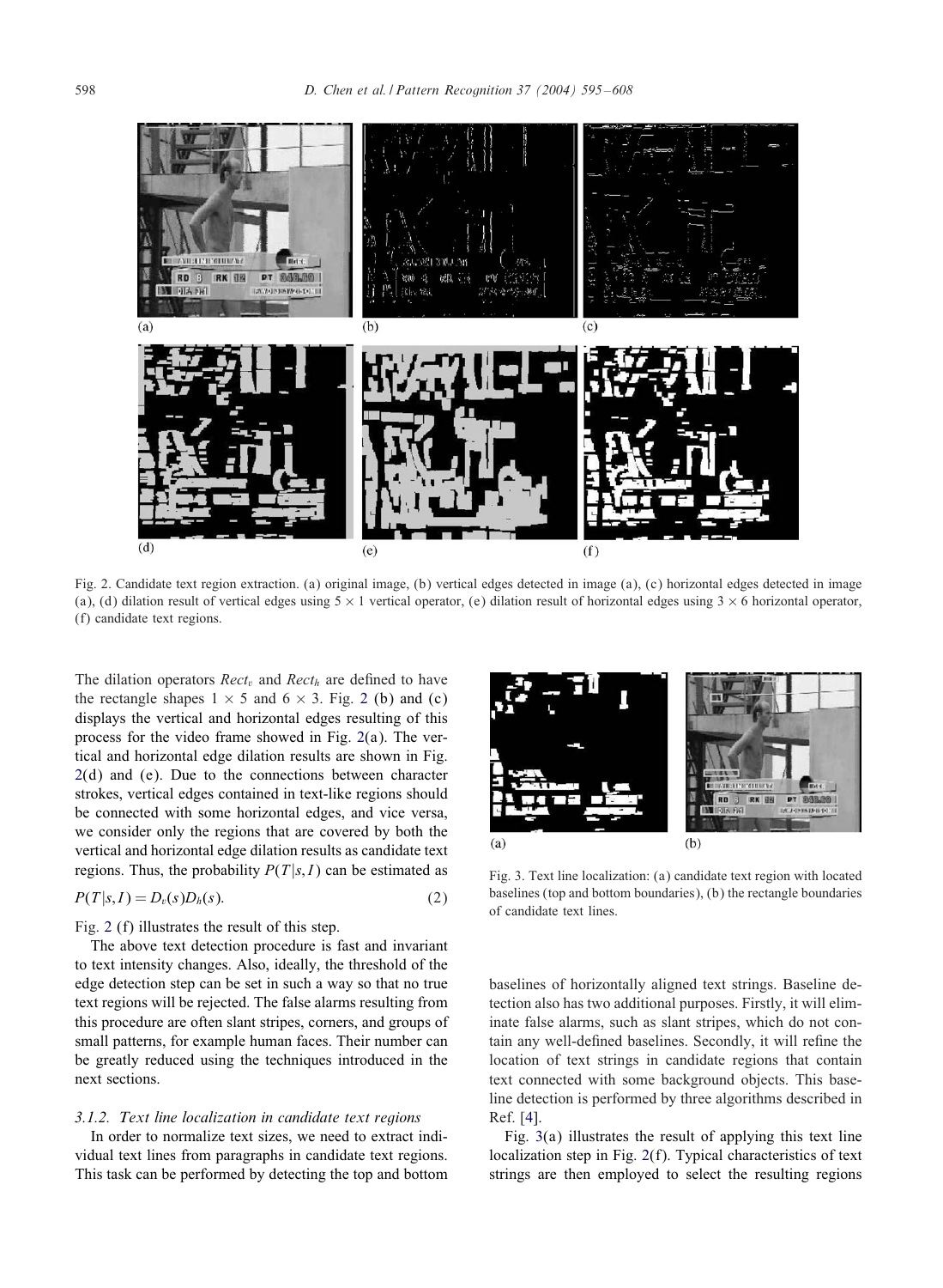Fig. 2. Candidate text region extraction. (a) original image, (b) vertical edges detected in image (a), (c) horizontal edges detected in image (a), (d) dilation result of vertical edges using $5 \times 1$ vertical operator, (e) dilation result of horizontal edges using $3 \times 6$ horizontal operator, (f) candidate text regions.

The dilation operators $Rect_v$ and $Rect_h$ are defined to have the rectangle shapes $1 \times 5$ and $6 \times 3$. Fig. 2 (b) and (c) displays the vertical and horizontal edges resulting of this process for the video frame showed in Fig. 2(a). The vertical and horizontal edge dilation results are shown in Fig. 2(d) and (e). Due to the connections between character strokes, vertical edges contained in text-like regions should be connected with some horizontal edges, and vice versa, we consider only the regions that are covered by both the vertical and horizontal edge dilation results as candidate text regions. Thus, the probability $P(T|s, I)$ can be estimated as

$$P(T|s, I) = D_v(s)D_h(s). \tag{2}$$

Fig. 2 (f) illustrates the result of this step.

The above text detection procedure is fast and invariant to text intensity changes. Also, ideally, the threshold of the edge detection step can be set in such a way so that no true text regions will be rejected. The false alarms resulting from this procedure are often slant stripes, corners, and groups of small patterns, for example human faces. Their number can be greatly reduced using the techniques introduced in the next sections.

### 3.1.2. Text line localization in candidate text regions

In order to normalize text sizes, we need to extract individual text lines from paragraphs in candidate text regions. This task can be performed by detecting the top and bottom baselines of horizontally aligned text strings. Baseline detection also has two additional purposes. Firstly, it will eliminate false alarms, such as slant stripes, which do not contain any well-defined baselines. Secondly, it will refine the location of text strings in candidate regions that contain text connected with some background objects. This baseline detection is performed by three algorithms described in Ref. [4].

Fig. 3. Text line localization: (a) candidate text region with located baselines (top and bottom boundaries), (b) the rectangle boundaries of candidate text lines.

Fig. 3(a) illustrates the result of applying this text line localization step in Fig. 2(f). Typical characteristics of text strings are then employed to select the resulting regions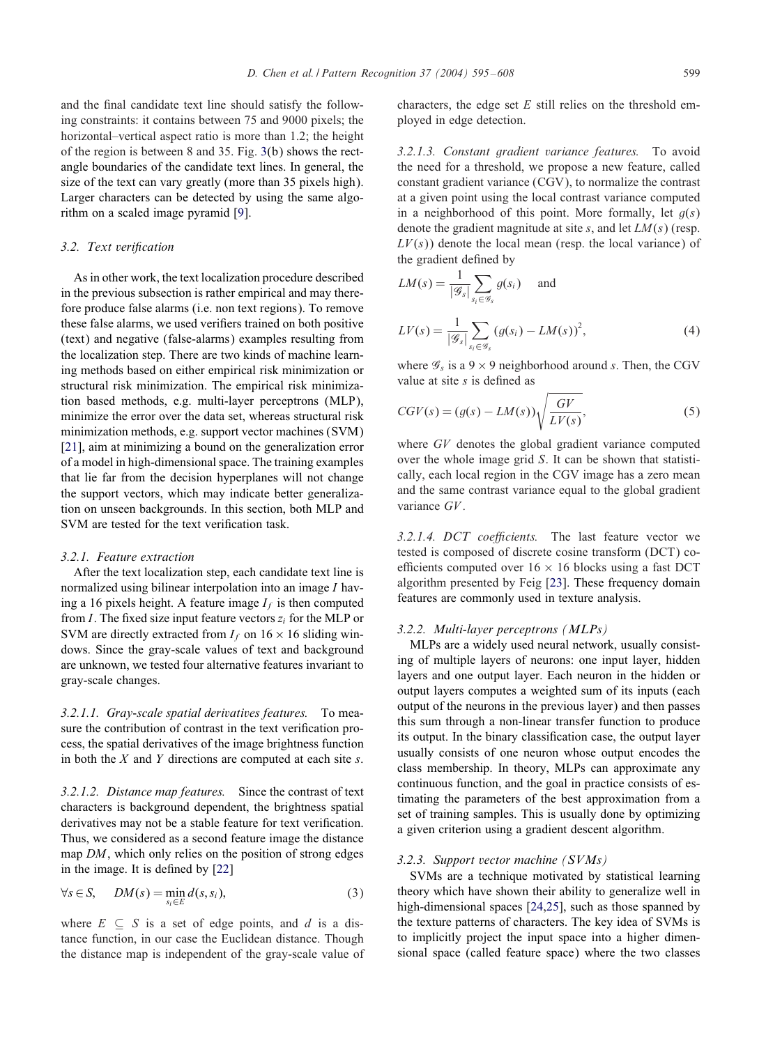and the final candidate text line should satisfy the following constraints: it contains between 75 and 9000 pixels; the horizontal–vertical aspect ratio is more than 1.2; the height of the region is between 8 and 35. Fig. 3(b) shows the rectangle boundaries of the candidate text lines. In general, the size of the text can vary greatly (more than 35 pixels high). Larger characters can be detected by using the same algorithm on a scaled image pyramid [9].

### 3.2. Text verification

As in other work, the text localization procedure described in the previous subsection is rather empirical and may therefore produce false alarms (i.e. non text regions). To remove these false alarms, we used verifiers trained on both positive (text) and negative (false-alarms) examples resulting from the localization step. There are two kinds of machine learning methods based on either empirical risk minimization or structural risk minimization. The empirical risk minimization based methods, e.g. multi-layer perceptrons (MLP), minimize the error over the data set, whereas structural risk minimization methods, e.g. support vector machines (SVM) [21], aim at minimizing a bound on the generalization error of a model in high-dimensional space. The training examples that lie far from the decision hyperplanes will not change the support vectors, which may indicate better generalization on unseen backgrounds. In this section, both MLP and SVM are tested for the text verification task.

#### 3.2.1. Feature extraction

After the text localization step, each candidate text line is normalized using bilinear interpolation into an image $I$ having a 16 pixels height. A feature image $I_f$ is then computed from $I$. The fixed size input feature vectors $z_i$ for the MLP or SVM are directly extracted from $I_f$ on $16 \times 16$ sliding windows. Since the gray-scale values of text and background are unknown, we tested four alternative features invariant to gray-scale changes.

*3.2.1.1. Gray-scale spatial derivatives features.* To measure the contribution of contrast in the text verification process, the spatial derivatives of the image brightness function in both the $X$ and $Y$ directions are computed at each site $s$.

*3.2.1.2. Distance map features.* Since the contrast of text characters is background dependent, the brightness spatial derivatives may not be a stable feature for text verification. Thus, we considered as a second feature image the distance map $DM$, which only relies on the position of strong edges in the image. It is defined by [22]

$$\forall s \in S, \quad DM(s) = \min_{s_i \in E} d(s, s_i), \tag{3}$$

where $E \subseteq S$ is a set of edge points, and $d$ is a distance function, in our case the Euclidean distance. Though the distance map is independent of the gray-scale value of characters, the edge set $E$ still relies on the threshold employed in edge detection.

*3.2.1.3. Constant gradient variance features.* To avoid the need for a threshold, we propose a new feature, called constant gradient variance (CGV), to normalize the contrast at a given point using the local contrast variance computed in a neighborhood of this point. More formally, let $g(s)$ denote the gradient magnitude at site $s$, and let $LM(s)$ (resp. $LV(s)$) denote the local mean (resp. the local variance) of the gradient defined by

$$LM(s) = \frac{1}{|\mathcal{G}_s|} \sum_{s_i \in \mathcal{G}_s} g(s_i) \quad \text{and}$$

$$LV(s) = \frac{1}{|\mathcal{G}_s|} \sum_{s_i \in \mathcal{G}_s} (g(s_i) - LM(s))^2, \tag{4}$$

where $\mathcal{G}_s$ is a $9 \times 9$ neighborhood around $s$. Then, the CGV value at site $s$ is defined as

$$CGV(s) = (g(s) - LM(s)) \sqrt{\frac{GV}{LV(s)}}, \tag{5}$$

where $GV$ denotes the global gradient variance computed over the whole image grid $S$. It can be shown that statistically, each local region in the CGV image has a zero mean and the same contrast variance equal to the global gradient variance $GV$.

*3.2.1.4. DCT coefficients.* The last feature vector we tested is composed of discrete cosine transform (DCT) coefficients computed over $16 \times 16$ blocks using a fast DCT algorithm presented by Feig [23]. These frequency domain features are commonly used in texture analysis.

#### 3.2.2. Multi-layer perceptrons (MLPs)

MLPs are a widely used neural network, usually consisting of multiple layers of neurons: one input layer, hidden layers and one output layer. Each neuron in the hidden or output layers computes a weighted sum of its inputs (each output of the neurons in the previous layer) and then passes this sum through a non-linear transfer function to produce its output. In the binary classification case, the output layer usually consists of one neuron whose output encodes the class membership. In theory, MLPs can approximate any continuous function, and the goal in practice consists of estimating the parameters of the best approximation from a set of training samples. This is usually done by optimizing a given criterion using a gradient descent algorithm.

#### 3.2.3. Support vector machine (SVMs)

SVMs are a technique motivated by statistical learning theory which have shown their ability to generalize well in high-dimensional spaces [24,25], such as those spanned by the texture patterns of characters. The key idea of SVMs is to implicitly project the input space into a higher dimensional space (called feature space) where the two classes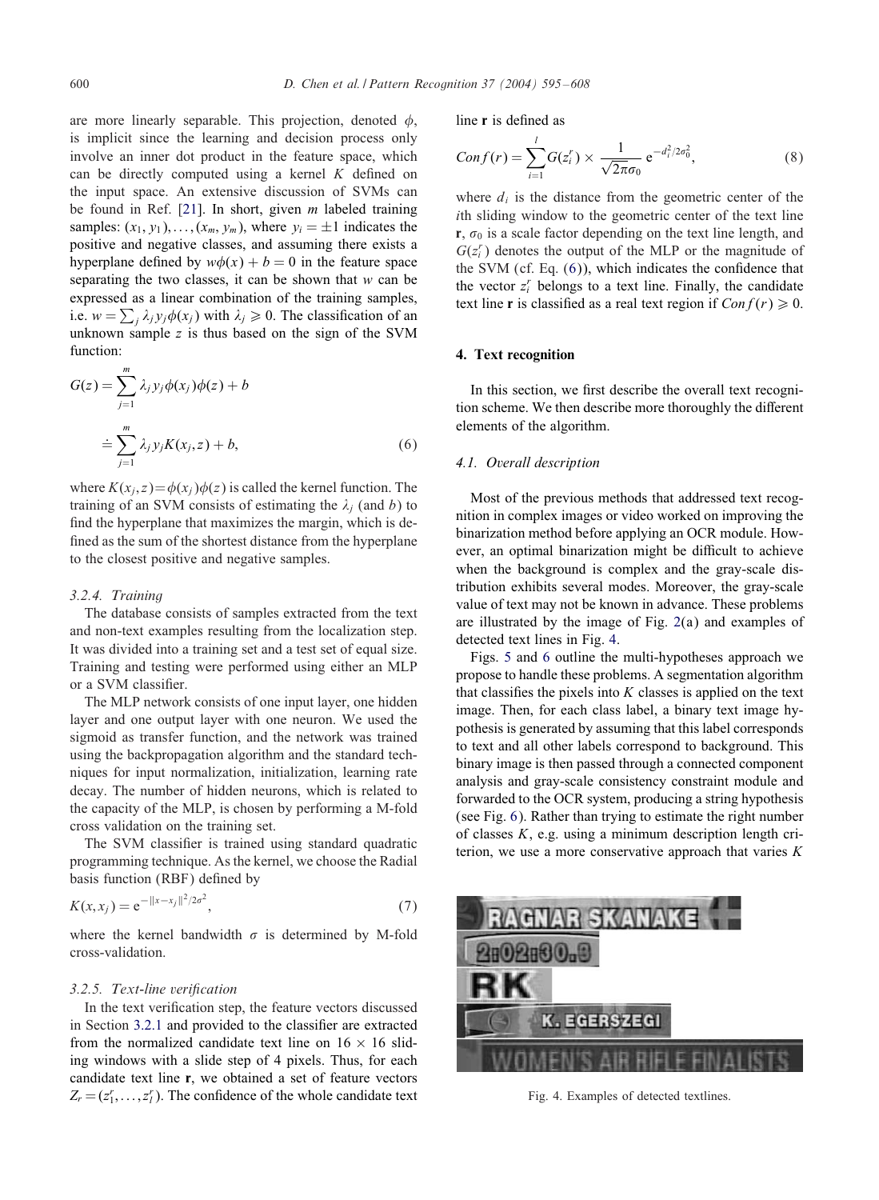are more linearly separable. This projection, denoted $\phi$, is implicit since the learning and decision process only involve an inner dot product in the feature space, which can be directly computed using a kernel $K$ defined on the input space. An extensive discussion of SVMs can be found in Ref. [21]. In short, given $m$ labeled training samples: $(x_1, y_1), \ldots, (x_m, y_m)$, where $y_i = \pm 1$ indicates the positive and negative classes, and assuming there exists a hyperplane defined by $w\phi(x) + b = 0$ in the feature space separating the two classes, it can be shown that $w$ can be expressed as a linear combination of the training samples, i.e. $w = \sum_j \lambda_j y_j \phi(x_j)$ with $\lambda_j \geqslant 0$. The classification of an unknown sample $z$ is thus based on the sign of the SVM function:

$$G(z) = \sum_{j=1}^{m} \lambda_j y_j \phi(x_j)\phi(z) + b \doteq \sum_{j=1}^{m} \lambda_j y_j K(x_j, z) + b, \tag{6}$$

where $K(x_j, z) = \phi(x_j)\phi(z)$ is called the kernel function. The training of an SVM consists of estimating the $\lambda_j$ (and $b$) to find the hyperplane that maximizes the margin, which is defined as the sum of the shortest distance from the hyperplane to the closest positive and negative samples.

#### 3.2.4. Training

The database consists of samples extracted from the text and non-text examples resulting from the localization step. It was divided into a training set and a test set of equal size. Training and testing were performed using either an MLP or a SVM classifier.

The MLP network consists of one input layer, one hidden layer and one output layer with one neuron. We used the sigmoid as transfer function, and the network was trained using the backpropagation algorithm and the standard techniques for input normalization, initialization, learning rate decay. The number of hidden neurons, which is related to the capacity of the MLP, is chosen by performing a M-fold cross validation on the training set.

The SVM classifier is trained using standard quadratic programming technique. As the kernel, we choose the Radial basis function (RBF) defined by

$$K(x, x_j) = e^{-\|x - x_j\|^2/2\sigma^2}, \tag{7}$$

where the kernel bandwidth $\sigma$ is determined by M-fold cross-validation.

#### 3.2.5. Text-line verification

In the text verification step, the feature vectors discussed in Section 3.2.1 and provided to the classifier are extracted from the normalized candidate text line on $16 \times 16$ sliding windows with a slide step of 4 pixels. Thus, for each candidate text line $\mathbf{r}$, we obtained a set of feature vectors $Z_r = (z_1^r, \ldots, z_l^r)$. The confidence of the whole candidate text line $\mathbf{r}$ is defined as

$$Conf(r) = \sum_{i=1}^{l} G(z_i^r) \times \frac{1}{\sqrt{2\pi}\sigma_0} e^{-d_i^2/2\sigma_0^2}, \tag{8}$$

where $d_i$ is the distance from the geometric center of the $i$th sliding window to the geometric center of the text line $\mathbf{r}$, $\sigma_0$ is a scale factor depending on the text line length, and $G(z_i^r)$ denotes the output of the MLP or the magnitude of the SVM (cf. Eq. (6)), which indicates the confidence that the vector $z_i^r$ belongs to a text line. Finally, the candidate text line $\mathbf{r}$ is classified as a real text region if $Conf(r) \geqslant 0$.

## 4. Text recognition

In this section, we first describe the overall text recognition scheme. We then describe more thoroughly the different elements of the algorithm.

### 4.1. Overall description

Most of the previous methods that addressed text recognition in complex images or video worked on improving the binarization method before applying an OCR module. However, an optimal binarization might be difficult to achieve when the background is complex and the gray-scale distribution exhibits several modes. Moreover, the gray-scale value of text may not be known in advance. These problems are illustrated by the image of Fig. 2(a) and examples of detected text lines in Fig. 4.

Figs. 5 and 6 outline the multi-hypotheses approach we propose to handle these problems. A segmentation algorithm that classifies the pixels into $K$ classes is applied on the text image. Then, for each class label, a binary text image hypothesis is generated by assuming that this label corresponds to text and all other labels correspond to background. This binary image is then passed through a connected component analysis and gray-scale consistency constraint module and forwarded to the OCR system, producing a string hypothesis (see Fig. 6). Rather than trying to estimate the right number of classes $K$, e.g. using a minimum description length criterion, we use a more conservative approach that varies $K$

Fig. 4. Examples of detected textlines.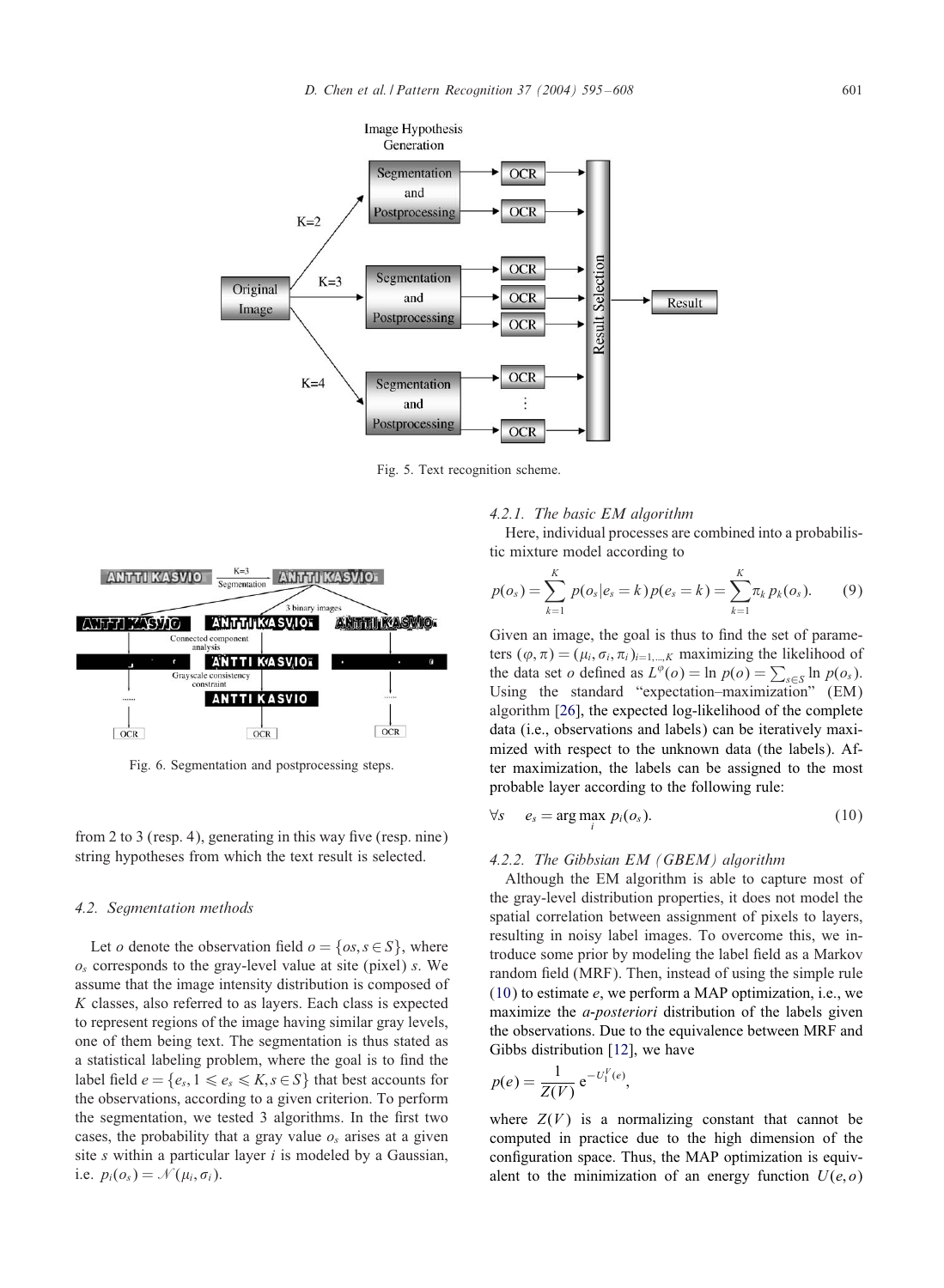Fig. 5. Text recognition scheme.

Fig. 6. Segmentation and postprocessing steps.

from 2 to 3 (resp. 4), generating in this way five (resp. nine) string hypotheses from which the text result is selected.

### 4.2. Segmentation methods

Let $o$ denote the observation field $o = \{os, s \in S\}$, where $o_s$ corresponds to the gray-level value at site (pixel) $s$. We assume that the image intensity distribution is composed of $K$ classes, also referred to as layers. Each class is expected to represent regions of the image having similar gray levels, one of them being text. The segmentation is thus stated as a statistical labeling problem, where the goal is to find the label field $e = \{e_s, 1 \leqslant e_s \leqslant K, s \in S\}$ that best accounts for the observations, according to a given criterion. To perform the segmentation, we tested 3 algorithms. In the first two cases, the probability that a gray value $o_s$ arises at a given site $s$ within a particular layer $i$ is modeled by a Gaussian, i.e. $p_i(o_s) = \mathcal{N}(\mu_i, \sigma_i)$.

#### 4.2.1. The basic EM algorithm

Here, individual processes are combined into a probabilistic mixture model according to

$$p(o_s) = \sum_{k=1}^{K} p(o_s|e_s = k)p(e_s = k) = \sum_{k=1}^{K} \pi_k p_k(o_s). \qquad (9)$$

Given an image, the goal is thus to find the set of parameters $(\varphi, \pi) = (\mu_i, \sigma_i, \pi_i)_{i=1,\dots,K}$ maximizing the likelihood of the data set $o$ defined as $L^{\varphi}(o) = \ln p(o) = \sum_{s \in S} \ln p(o_s)$. Using the standard "expectation–maximization" (EM) algorithm [26], the expected log-likelihood of the complete data (i.e., observations and labels) can be iteratively maximized with respect to the unknown data (the labels). After maximization, the labels can be assigned to the most probable layer according to the following rule:

$$\forall s \quad e_s = \arg\max_i \, p_i(o_s). \qquad (10)$$

#### 4.2.2. The Gibbsian EM (GBEM) algorithm

Although the EM algorithm is able to capture most of the gray-level distribution properties, it does not model the spatial correlation between assignment of pixels to layers, resulting in noisy label images. To overcome this, we introduce some prior by modeling the label field as a Markov random field (MRF). Then, instead of using the simple rule (10) to estimate $e$, we perform a MAP optimization, i.e., we maximize the *a-posteriori* distribution of the labels given the observations. Due to the equivalence between MRF and Gibbs distribution [12], we have

$$p(e) = \frac{1}{Z(V)} \mathrm{e}^{-U_1^V(e)},$$

where $Z(V)$ is a normalizing constant that cannot be computed in practice due to the high dimension of the configuration space. Thus, the MAP optimization is equivalent to the minimization of an energy function $U(e, o)$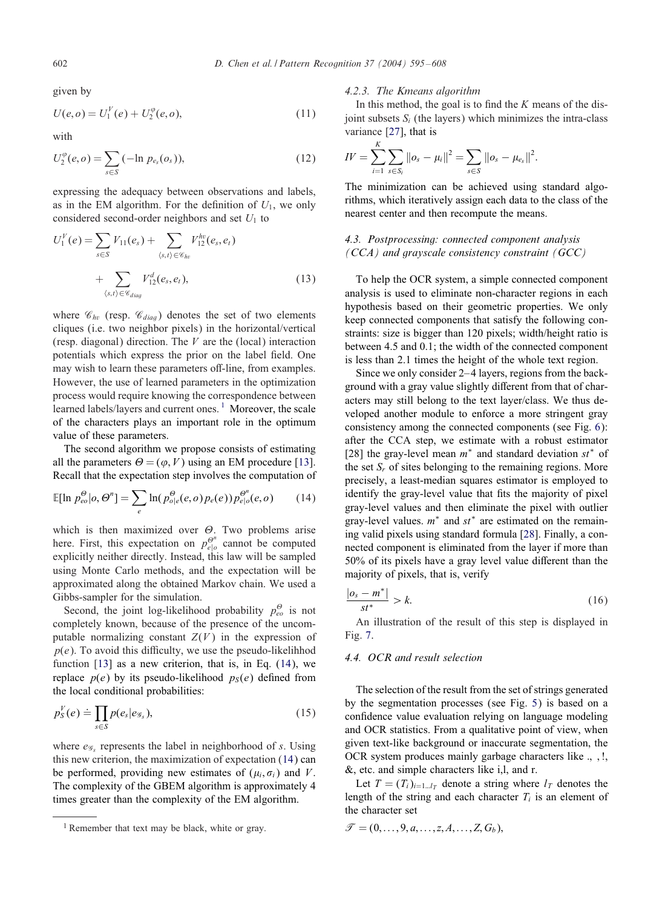given by

$$U(e,o) = U_1^V(e) + U_2^\varphi(e,o), \tag{11}$$

with

$$U_2^\varphi(e,o) = \sum_{s \in S} (-\ln p_{e_s}(o_s)), \tag{12}$$

expressing the adequacy between observations and labels, as in the EM algorithm. For the definition of $U_1$, we only considered second-order neighbors and set $U_1$ to

$$U_1^V(e) = \sum_{s \in S} V_{11}(e_s) + \sum_{\langle s,t \rangle \in \mathscr{C}_{hv}} V_{12}^{hv}(e_s, e_t) + \sum_{\langle s,t \rangle \in \mathscr{C}_{diag}} V_{12}^{d}(e_s, e_t), \tag{13}$$

where $\mathscr{C}_{hv}$ (resp. $\mathscr{C}_{diag}$) denotes the set of two elements cliques (i.e. two neighbor pixels) in the horizontal/vertical (resp. diagonal) direction. The $V$ are the (local) interaction potentials which express the prior on the label field. One may wish to learn these parameters off-line, from examples. However, the use of learned parameters in the optimization process would require knowing the correspondence between learned labels/layers and current ones. [1] Moreover, the scale of the characters plays an important role in the optimum value of these parameters.

The second algorithm we propose consists of estimating all the parameters $\Theta = (\varphi, V)$ using an EM procedure [13]. Recall that the expectation step involves the computation of

$$\mathbb{E}[\ln p_{eo}^\Theta | o, \Theta^n] = \sum_e \ln(p_{o|e}^\Theta(e,o) p_e(e)) p_{e|o}^{\Theta^n}(e,o) \tag{14}$$

which is then maximized over $\Theta$. Two problems arise here. First, this expectation on $p_{e|o}^{\Theta^n}$ cannot be computed explicitly neither directly. Instead, this law will be sampled using Monte Carlo methods, and the expectation will be approximated along the obtained Markov chain. We used a Gibbs-sampler for the simulation.

Second, the joint log-likelihood probability $p_{eo}^\Theta$ is not completely known, because of the presence of the uncomputable normalizing constant $Z(V)$ in the expression of $p(e)$. To avoid this difficulty, we use the pseudo-likelihhod function [13] as a new criterion, that is, in Eq. (14), we replace $p(e)$ by its pseudo-likelihood $p_S(e)$ defined from the local conditional probabilities:

$$p_S^V(e) \doteq \prod_{s \in S} p(e_s | e_{\mathscr{G}_s}), \tag{15}$$

where $e_{\mathscr{G}_s}$ represents the label in neighborhood of $s$. Using this new criterion, the maximization of expectation (14) can be performed, providing new estimates of $(\mu_i, \sigma_i)$ and $V$. The complexity of the GBEM algorithm is approximately 4 times greater than the complexity of the EM algorithm.

[1] Remember that text may be black, white or gray.

#### 4.2.3. The Kmeans algorithm

In this method, the goal is to find the $K$ means of the disjoint subsets $S_i$ (the layers) which minimizes the intra-class variance [27], that is

$$IV = \sum_{i=1}^{K} \sum_{s \in S_i} \|o_s - \mu_i\|^2 = \sum_{s \in S} \|o_s - \mu_{e_s}\|^2.$$

The minimization can be achieved using standard algorithms, which iteratively assign each data to the class of the nearest center and then recompute the means.

### 4.3. Postprocessing: connected component analysis (CCA) and grayscale consistency constraint (GCC)

To help the OCR system, a simple connected component analysis is used to eliminate non-character regions in each hypothesis based on their geometric properties. We only keep connected components that satisfy the following constraints: size is bigger than 120 pixels; width/height ratio is between 4.5 and 0.1; the width of the connected component is less than 2.1 times the height of the whole text region.

Since we only consider 2–4 layers, regions from the background with a gray value slightly different from that of characters may still belong to the text layer/class. We thus developed another module to enforce a more stringent gray consistency among the connected components (see Fig. 6): after the CCA step, we estimate with a robust estimator [28] the gray-level mean $m^*$ and standard deviation $st^*$ of the set $S_r$ of sites belonging to the remaining regions. More precisely, a least-median squares estimator is employed to identify the gray-level value that fits the majority of pixel gray-level values and then eliminate the pixel with outlier gray-level values. $m^*$ and $st^*$ are estimated on the remaining valid pixels using standard formula [28]. Finally, a connected component is eliminated from the layer if more than 50% of its pixels have a gray level value different than the majority of pixels, that is, verify

$$\frac{|o_s - m^*|}{st^*} > k. \tag{16}$$

An illustration of the result of this step is displayed in Fig. 7.

### 4.4. OCR and result selection

The selection of the result from the set of strings generated by the segmentation processes (see Fig. 5) is based on a confidence value evaluation relying on language modeling and OCR statistics. From a qualitative point of view, when given text-like background or inaccurate segmentation, the OCR system produces mainly garbage characters like ., ,!, &, etc. and simple characters like i,l, and r.

Let $T = (T_i)_{i=1..l_T}$ denote a string where $l_T$ denotes the length of the string and each character $T_i$ is an element of the character set

$$\mathscr{T} = (0, \ldots, 9, a, \ldots, z, A, \ldots, Z, G_b),$$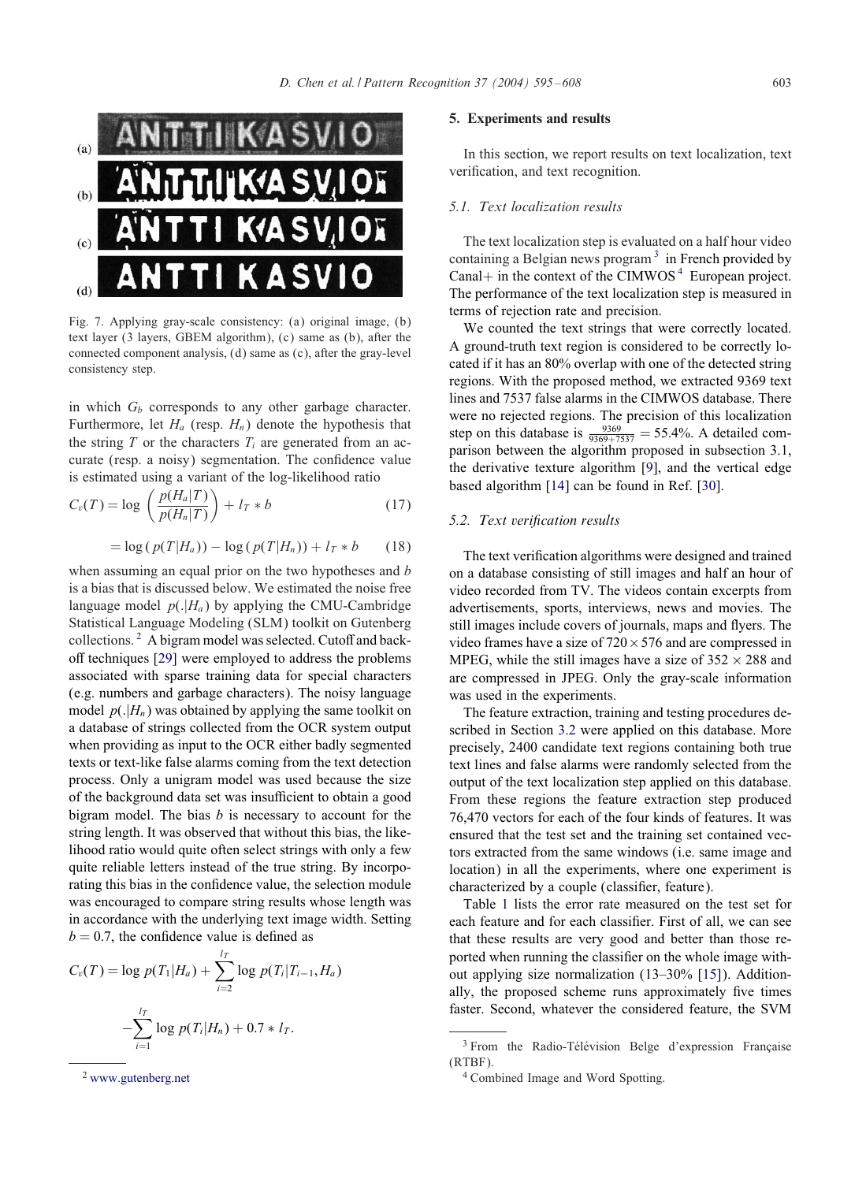Fig. 7. Applying gray-scale consistency: (a) original image, (b) text layer (3 layers, GBEM algorithm), (c) same as (b), after the connected component analysis, (d) same as (c), after the gray-level consistency step.

in which $G_b$ corresponds to any other garbage character. Furthermore, let $H_a$ (resp. $H_n$) denote the hypothesis that the string $T$ or the characters $T_i$ are generated from an accurate (resp. a noisy) segmentation. The confidence value is estimated using a variant of the log-likelihood ratio

$$C_v(T) = \log\left(\frac{p(H_a|T)}{p(H_n|T)}\right) + l_T * b \tag{17}$$

$$= \log(p(T|H_a)) - \log(p(T|H_n)) + l_T * b \tag{18}$$

when assuming an equal prior on the two hypotheses and $b$ is a bias that is discussed below. We estimated the noise free language model $p(.|H_a)$ by applying the CMU-Cambridge Statistical Language Modeling (SLM) toolkit on Gutenberg collections.[2] A bigram model was selected. Cutoff and back-off techniques [29] were employed to address the problems associated with sparse training data for special characters (e.g. numbers and garbage characters). The noisy language model $p(.|H_n)$ was obtained by applying the same toolkit on a database of strings collected from the OCR system output when providing as input to the OCR either badly segmented texts or text-like false alarms coming from the text detection process. Only a unigram model was used because the size of the background data set was insufficient to obtain a good bigram model. The bias $b$ is necessary to account for the string length. It was observed that without this bias, the likelihood ratio would quite often select strings with only a few quite reliable letters instead of the true string. By incorporating this bias in the confidence value, the selection module was encouraged to compare string results whose length was in accordance with the underlying text image width. Setting $b = 0.7$, the confidence value is defined as

$$C_v(T) = \log p(T_1|H_a) + \sum_{i=2}^{l_T} \log p(T_i|T_{i-1}, H_a)$$

$$- \sum_{i=1}^{l_T} \log p(T_i|H_n) + 0.7 * l_T.$$

[2] www.gutenberg.net

## 5. Experiments and results

In this section, we report results on text localization, text verification, and text recognition.

### 5.1. Text localization results

The text localization step is evaluated on a half hour video containing a Belgian news program[3] in French provided by Canal+ in the context of the CIMWOS[4] European project. The performance of the text localization step is measured in terms of rejection rate and precision.

We counted the text strings that were correctly located. A ground-truth text region is considered to be correctly located if it has an 80% overlap with one of the detected string regions. With the proposed method, we extracted 9369 text lines and 7537 false alarms in the CIMWOS database. There were no rejected regions. The precision of this localization step on this database is $\frac{9369}{9369+7537} = 55.4\%$. A detailed comparison between the algorithm proposed in subsection 3.1, the derivative texture algorithm [9], and the vertical edge based algorithm [14] can be found in Ref. [30].

### 5.2. Text verification results

The text verification algorithms were designed and trained on a database consisting of still images and half an hour of video recorded from TV. The videos contain excerpts from advertisements, sports, interviews, news and movies. The still images include covers of journals, maps and flyers. The video frames have a size of $720 \times 576$ and are compressed in MPEG, while the still images have a size of $352 \times 288$ and are compressed in JPEG. Only the gray-scale information was used in the experiments.

The feature extraction, training and testing procedures described in Section 3.2 were applied on this database. More precisely, 2400 candidate text regions containing both true text lines and false alarms were randomly selected from the output of the text localization step applied on this database. From these regions the feature extraction step produced 76,470 vectors for each of the four kinds of features. It was ensured that the test set and the training set contained vectors extracted from the same windows (i.e. same image and location) in all the experiments, where one experiment is characterized by a couple (classifier, feature).

Table 1 lists the error rate measured on the test set for each feature and for each classifier. First of all, we can see that these results are very good and better than those reported when running the classifier on the whole image without applying size normalization (13–30% [15]). Additionally, the proposed scheme runs approximately five times faster. Second, whatever the considered feature, the SVM

[3] From the Radio-Télévision Belge d'expression Française (RTBF).

[4] Combined Image and Word Spotting.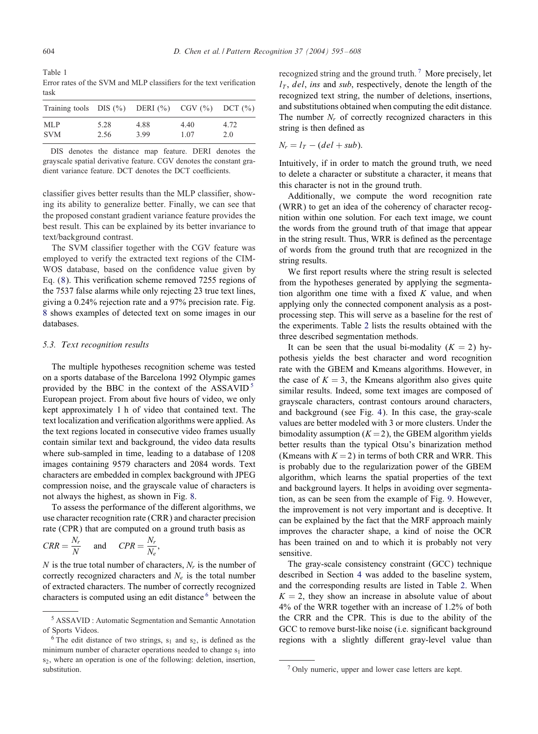Table 1
Error rates of the SVM and MLP classifiers for the text verification task

| Training tools | DIS (%) | DERI (%) | CGV (%) | DCT (%) |
|---|---|---|---|---|
| MLP | 5.28 | 4.88 | 4.40 | 4.72 |
| SVM | 2.56 | 3.99 | 1.07 | 2.0 |

DIS denotes the distance map feature. DERI denotes the grayscale spatial derivative feature. CGV denotes the constant gradient variance feature. DCT denotes the DCT coefficients.

classifier gives better results than the MLP classifier, showing its ability to generalize better. Finally, we can see that the proposed constant gradient variance feature provides the best result. This can be explained by its better invariance to text/background contrast.

The SVM classifier together with the CGV feature was employed to verify the extracted text regions of the CIMWOS database, based on the confidence value given by Eq. (8). This verification scheme removed 7255 regions of the 7537 false alarms while only rejecting 23 true text lines, giving a 0.24% rejection rate and a 97% precision rate. Fig. 8 shows examples of detected text on some images in our databases.

### 5.3. Text recognition results

The multiple hypotheses recognition scheme was tested on a sports database of the Barcelona 1992 Olympic games provided by the BBC in the context of the ASSAVID[5] European project. From about five hours of video, we only kept approximately 1 h of video that contained text. The text localization and verification algorithms were applied. As the text regions located in consecutive video frames usually contain similar text and background, the video data results where sub-sampled in time, leading to a database of 1208 images containing 9579 characters and 2084 words. Text characters are embedded in complex background with JPEG compression noise, and the grayscale value of characters is not always the highest, as shown in Fig. 8.

To assess the performance of the different algorithms, we use character recognition rate (CRR) and character precision rate (CPR) that are computed on a ground truth basis as

$$CRR = \frac{N_r}{N} \quad \text{and} \quad CPR = \frac{N_r}{N_e},$$

$N$ is the true total number of characters, $N_r$ is the number of correctly recognized characters and $N_e$ is the total number of extracted characters. The number of correctly recognized characters is computed using an edit distance[6] between the recognized string and the ground truth.[7] More precisely, let $l_T$, $del$, $ins$ and $sub$, respectively, denote the length of the recognized text string, the number of deletions, insertions, and substitutions obtained when computing the edit distance. The number $N_r$ of correctly recognized characters in this string is then defined as

$$N_r = l_T - (del + sub).$$

Intuitively, if in order to match the ground truth, we need to delete a character or substitute a character, it means that this character is not in the ground truth.

Additionally, we compute the word recognition rate (WRR) to get an idea of the coherency of character recognition within one solution. For each text image, we count the words from the ground truth of that image that appear in the string result. Thus, WRR is defined as the percentage of words from the ground truth that are recognized in the string results.

We first report results where the string result is selected from the hypotheses generated by applying the segmentation algorithm one time with a fixed $K$ value, and when applying only the connected component analysis as a post-processing step. This will serve as a baseline for the rest of the experiments. Table 2 lists the results obtained with the three described segmentation methods.

It can be seen that the usual bi-modality ($K = 2$) hypothesis yields the best character and word recognition rate with the GBEM and Kmeans algorithms. However, in the case of $K = 3$, the Kmeans algorithm also gives quite similar results. Indeed, some text images are composed of grayscale characters, contrast contours around characters, and background (see Fig. 4). In this case, the gray-scale values are better modeled with 3 or more clusters. Under the bimodality assumption ($K = 2$), the GBEM algorithm yields better results than the typical Otsu's binarization method (Kmeans with $K = 2$) in terms of both CRR and WRR. This is probably due to the regularization power of the GBEM algorithm, which learns the spatial properties of the text and background layers. It helps in avoiding over segmentation, as can be seen from the example of Fig. 9. However, the improvement is not very important and is deceptive. It can be explained by the fact that the MRF approach mainly improves the character shape, a kind of noise the OCR has been trained on and to which it is probably not very sensitive.

The gray-scale consistency constraint (GCC) technique described in Section 4 was added to the baseline system, and the corresponding results are listed in Table 2. When $K = 2$, they show an increase in absolute value of about 4% of the WRR together with an increase of 1.2% of both the CRR and the CPR. This is due to the ability of the GCC to remove burst-like noise (i.e. significant background regions with a slightly different gray-level value than

[5] ASSAVID : Automatic Segmentation and Semantic Annotation of Sports Videos.

[6] The edit distance of two strings, $s_1$ and $s_2$, is defined as the minimum number of character operations needed to change $s_1$ into $s_2$, where an operation is one of the following: deletion, insertion, substitution.

[7] Only numeric, upper and lower case letters are kept.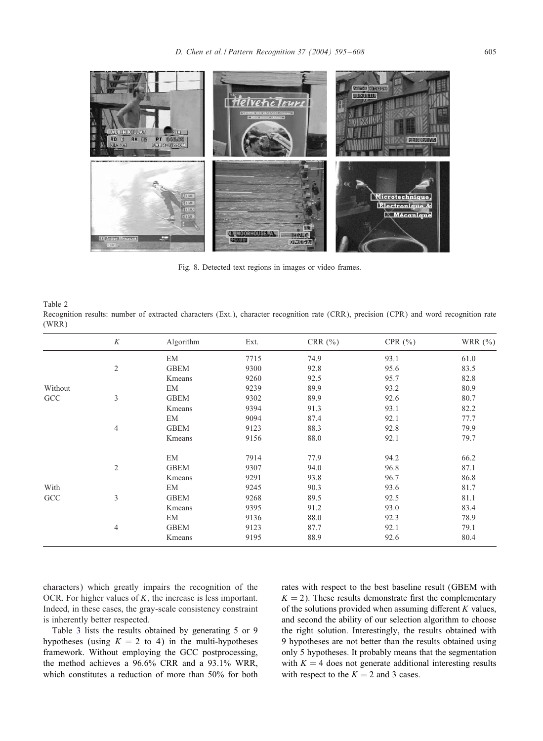Fig. 8. Detected text regions in images or video frames.

Table 2
Recognition results: number of extracted characters (Ext.), character recognition rate (CRR), precision (CPR) and word recognition rate (WRR)

| | $K$ | Algorithm | Ext. | CRR (%) | CPR (%) | WRR (%) |
|---|---|---|---|---|---|---|
| Without GCC | 2 | EM | 7715 | 74.9 | 93.1 | 61.0 |
| | | GBEM | 9300 | 92.8 | 95.6 | 83.5 |
| | | Kmeans | 9260 | 92.5 | 95.7 | 82.8 |
| | 3 | EM | 9239 | 89.9 | 93.2 | 80.9 |
| | | GBEM | 9302 | 89.9 | 92.6 | 80.7 |
| | | Kmeans | 9394 | 91.3 | 93.1 | 82.2 |
| | 4 | EM | 9094 | 87.4 | 92.1 | 77.7 |
| | | GBEM | 9123 | 88.3 | 92.8 | 79.9 |
| | | Kmeans | 9156 | 88.0 | 92.1 | 79.7 |
| With GCC | 2 | EM | 7914 | 77.9 | 94.2 | 66.2 |
| | | GBEM | 9307 | 94.0 | 96.8 | 87.1 |
| | | Kmeans | 9291 | 93.8 | 96.7 | 86.8 |
| | 3 | EM | 9245 | 90.3 | 93.6 | 81.7 |
| | | GBEM | 9268 | 89.5 | 92.5 | 81.1 |
| | | Kmeans | 9395 | 91.2 | 93.0 | 83.4 |
| | 4 | EM | 9136 | 88.0 | 92.3 | 78.9 |
| | | GBEM | 9123 | 87.7 | 92.1 | 79.1 |
| | | Kmeans | 9195 | 88.9 | 92.6 | 80.4 |

characters) which greatly impairs the recognition of the OCR. For higher values of $K$, the increase is less important. Indeed, in these cases, the gray-scale consistency constraint is inherently better respected.

Table 3 lists the results obtained by generating 5 or 9 hypotheses (using $K = 2$ to 4) in the multi-hypotheses framework. Without employing the GCC postprocessing, the method achieves a 96.6% CRR and a 93.1% WRR, which constitutes a reduction of more than 50% for both rates with respect to the best baseline result (GBEM with $K = 2$). These results demonstrate first the complementary of the solutions provided when assuming different $K$ values, and second the ability of our selection algorithm to choose the right solution. Interestingly, the results obtained with 9 hypotheses are not better than the results obtained using only 5 hypotheses. It probably means that the segmentation with $K = 4$ does not generate additional interesting results with respect to the $K = 2$ and 3 cases.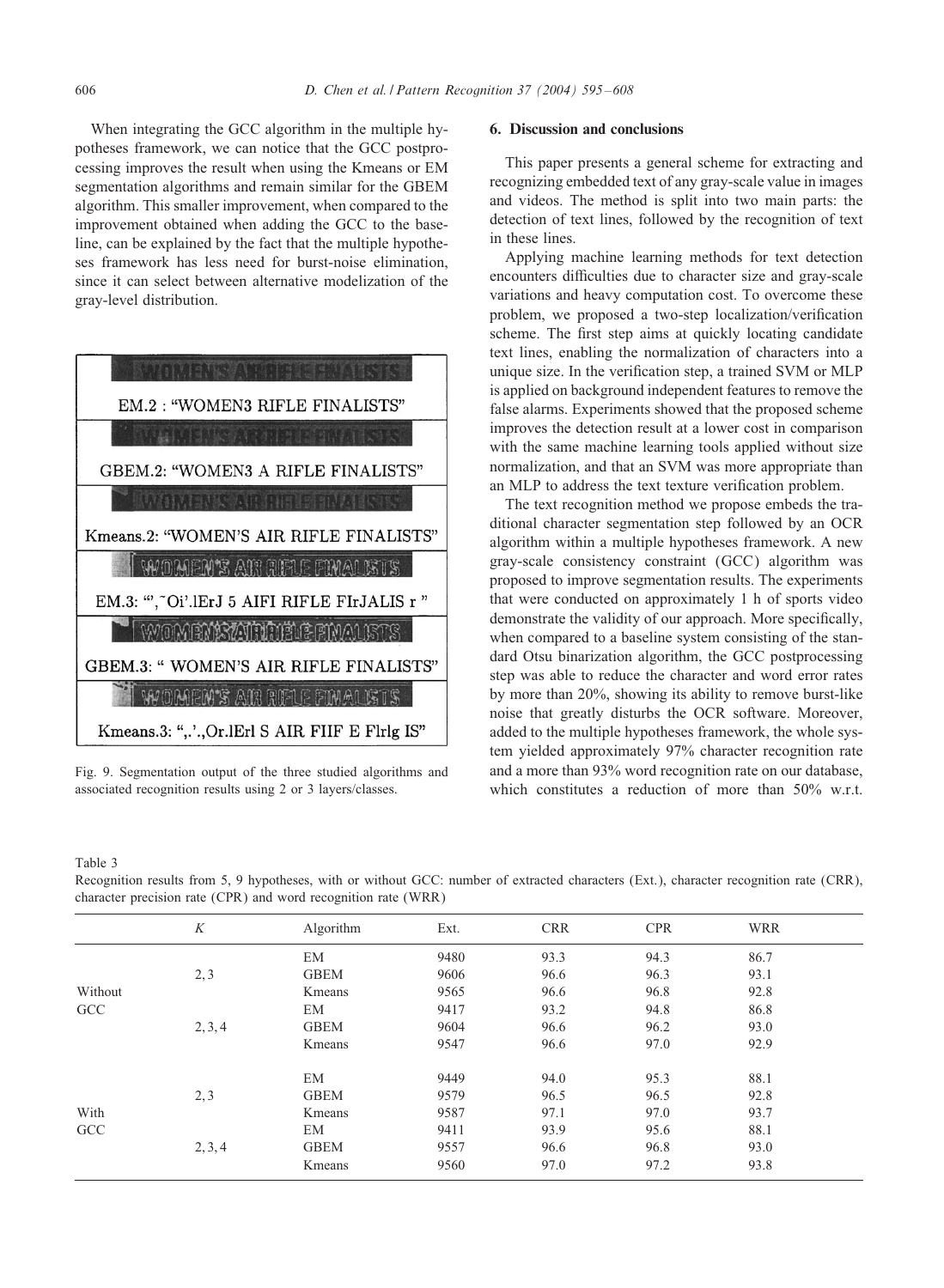When integrating the GCC algorithm in the multiple hypotheses framework, we can notice that the GCC postprocessing improves the result when using the Kmeans or EM segmentation algorithms and remain similar for the GBEM algorithm. This smaller improvement, when compared to the improvement obtained when adding the GCC to the baseline, can be explained by the fact that the multiple hypotheses framework has less need for burst-noise elimination, since it can select between alternative modelization of the gray-level distribution.

EM.2 : "WOMEN3 RIFLE FINALISTS"

GBEM.2: "WOMEN3 A RIFLE FINALISTS"

Kmeans.2: "WOMEN'S AIR RIFLE FINALISTS"

EM.3: "',˜Oi'.lErJ 5 AIFI RIFLE FIrJALIS r "

GBEM.3: " WOMEN'S AIR RIFLE FINALISTS"

Kmeans.3: ",.'.,Or.lErl S AIR FIIF E Flrlg IS"

Fig. 9. Segmentation output of the three studied algorithms and associated recognition results using 2 or 3 layers/classes.

## 6. Discussion and conclusions

This paper presents a general scheme for extracting and recognizing embedded text of any gray-scale value in images and videos. The method is split into two main parts: the detection of text lines, followed by the recognition of text in these lines.

Applying machine learning methods for text detection encounters difficulties due to character size and gray-scale variations and heavy computation cost. To overcome these problem, we proposed a two-step localization/verification scheme. The first step aims at quickly locating candidate text lines, enabling the normalization of characters into a unique size. In the verification step, a trained SVM or MLP is applied on background independent features to remove the false alarms. Experiments showed that the proposed scheme improves the detection result at a lower cost in comparison with the same machine learning tools applied without size normalization, and that an SVM was more appropriate than an MLP to address the text texture verification problem.

The text recognition method we propose embeds the traditional character segmentation step followed by an OCR algorithm within a multiple hypotheses framework. A new gray-scale consistency constraint (GCC) algorithm was proposed to improve segmentation results. The experiments that were conducted on approximately 1 h of sports video demonstrate the validity of our approach. More specifically, when compared to a baseline system consisting of the standard Otsu binarization algorithm, the GCC postprocessing step was able to reduce the character and word error rates by more than 20%, showing its ability to remove burst-like noise that greatly disturbs the OCR software. Moreover, added to the multiple hypotheses framework, the whole system yielded approximately 97% character recognition rate and a more than 93% word recognition rate on our database, which constitutes a reduction of more than 50% w.r.t.

Table 3
Recognition results from 5, 9 hypotheses, with or without GCC: number of extracted characters (Ext.), character recognition rate (CRR), character precision rate (CPR) and word recognition rate (WRR)

| | $K$ | Algorithm | Ext. | CRR | CPR | WRR |
|---|---|---|---|---|---|---|
| Without GCC | 2, 3 | EM | 9480 | 93.3 | 94.3 | 86.7 |
| | | GBEM | 9606 | 96.6 | 96.3 | 93.1 |
| | | Kmeans | 9565 | 96.6 | 96.8 | 92.8 |
| | 2, 3, 4 | EM | 9417 | 93.2 | 94.8 | 86.8 |
| | | GBEM | 9604 | 96.6 | 96.2 | 93.0 |
| | | Kmeans | 9547 | 96.6 | 97.0 | 92.9 |
| With GCC | 2, 3 | EM | 9449 | 94.0 | 95.3 | 88.1 |
| | | GBEM | 9579 | 96.5 | 96.5 | 92.8 |
| | | Kmeans | 9587 | 97.1 | 97.0 | 93.7 |
| | 2, 3, 4 | EM | 9411 | 93.9 | 95.6 | 88.1 |
| | | GBEM | 9557 | 96.6 | 96.8 | 93.0 |
| | | Kmeans | 9560 | 97.0 | 97.2 | 93.8 |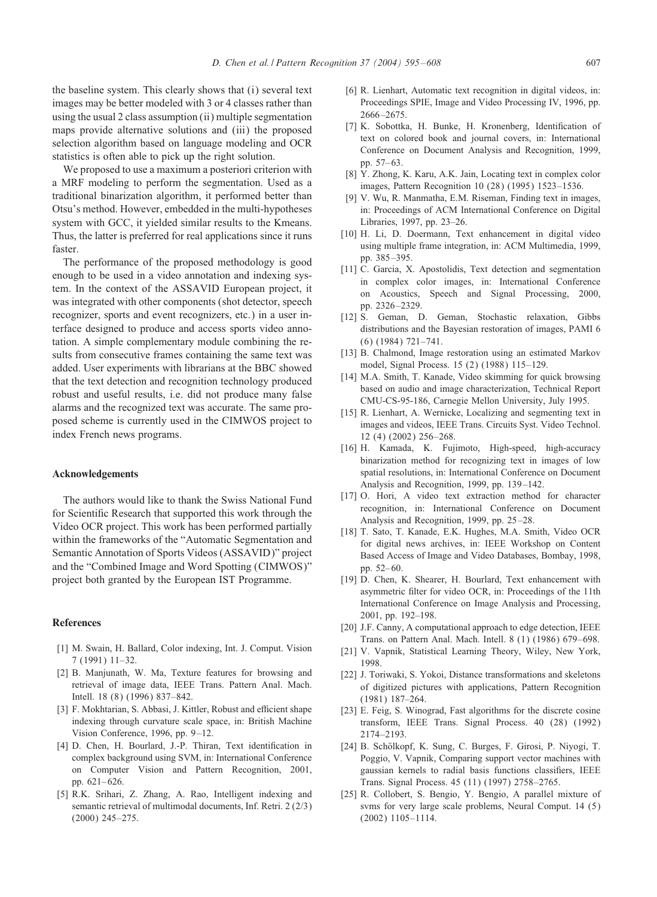the baseline system. This clearly shows that (i) several text images may be better modeled with 3 or 4 classes rather than using the usual 2 class assumption (ii) multiple segmentation maps provide alternative solutions and (iii) the proposed selection algorithm based on language modeling and OCR statistics is often able to pick up the right solution.

We proposed to use a maximum a posteriori criterion with a MRF modeling to perform the segmentation. Used as a traditional binarization algorithm, it performed better than Otsu's method. However, embedded in the multi-hypotheses system with GCC, it yielded similar results to the Kmeans. Thus, the latter is preferred for real applications since it runs faster.

The performance of the proposed methodology is good enough to be used in a video annotation and indexing system. In the context of the ASSAVID European project, it was integrated with other components (shot detector, speech recognizer, sports and event recognizers, etc.) in a user interface designed to produce and access sports video annotation. A simple complementary module combining the results from consecutive frames containing the same text was added. User experiments with librarians at the BBC showed that the text detection and recognition technology produced robust and useful results, i.e. did not produce many false alarms and the recognized text was accurate. The same proposed scheme is currently used in the CIMWOS project to index French news programs.

## Acknowledgements

The authors would like to thank the Swiss National Fund for Scientific Research that supported this work through the Video OCR project. This work has been performed partially within the frameworks of the "Automatic Segmentation and Semantic Annotation of Sports Videos (ASSAVID)" project and the "Combined Image and Word Spotting (CIMWOS)" project both granted by the European IST Programme.

## References

[1] M. Swain, H. Ballard, Color indexing, Int. J. Comput. Vision 7 (1991) 11–32.

[2] B. Manjunath, W. Ma, Texture features for browsing and retrieval of image data, IEEE Trans. Pattern Anal. Mach. Intell. 18 (8) (1996) 837–842.

[3] F. Mokhtarian, S. Abbasi, J. Kittler, Robust and efficient shape indexing through curvature scale space, in: British Machine Vision Conference, 1996, pp. 9–12.

[4] D. Chen, H. Bourlard, J.-P. Thiran, Text identification in complex background using SVM, in: International Conference on Computer Vision and Pattern Recognition, 2001, pp. 621–626.

[5] R.K. Srihari, Z. Zhang, A. Rao, Intelligent indexing and semantic retrieval of multimodal documents, Inf. Retri. 2 (2/3) (2000) 245–275.

[6] R. Lienhart, Automatic text recognition in digital videos, in: Proceedings SPIE, Image and Video Processing IV, 1996, pp. 2666–2675.

[7] K. Sobottka, H. Bunke, H. Kronenberg, Identification of text on colored book and journal covers, in: International Conference on Document Analysis and Recognition, 1999, pp. 57–63.

[8] Y. Zhong, K. Karu, A.K. Jain, Locating text in complex color images, Pattern Recognition 10 (28) (1995) 1523–1536.

[9] V. Wu, R. Manmatha, E.M. Riseman, Finding text in images, in: Proceedings of ACM International Conference on Digital Libraries, 1997, pp. 23–26.

[10] H. Li, D. Doermann, Text enhancement in digital video using multiple frame integration, in: ACM Multimedia, 1999, pp. 385–395.

[11] C. Garcia, X. Apostolidis, Text detection and segmentation in complex color images, in: International Conference on Acoustics, Speech and Signal Processing, 2000, pp. 2326–2329.

[12] S. Geman, D. Geman, Stochastic relaxation, Gibbs distributions and the Bayesian restoration of images, PAMI 6 (6) (1984) 721–741.

[13] B. Chalmond, Image restoration using an estimated Markov model, Signal Process. 15 (2) (1988) 115–129.

[14] M.A. Smith, T. Kanade, Video skimming for quick browsing based on audio and image characterization, Technical Report CMU-CS-95-186, Carnegie Mellon University, July 1995.

[15] R. Lienhart, A. Wernicke, Localizing and segmenting text in images and videos, IEEE Trans. Circuits Syst. Video Technol. 12 (4) (2002) 256–268.

[16] H. Kamada, K. Fujimoto, High-speed, high-accuracy binarization method for recognizing text in images of low spatial resolutions, in: International Conference on Document Analysis and Recognition, 1999, pp. 139–142.

[17] O. Hori, A video text extraction method for character recognition, in: International Conference on Document Analysis and Recognition, 1999, pp. 25–28.

[18] T. Sato, T. Kanade, E.K. Hughes, M.A. Smith, Video OCR for digital news archives, in: IEEE Workshop on Content Based Access of Image and Video Databases, Bombay, 1998, pp. 52–60.

[19] D. Chen, K. Shearer, H. Bourlard, Text enhancement with asymmetric filter for video OCR, in: Proceedings of the 11th International Conference on Image Analysis and Processing, 2001, pp. 192–198.

[20] J.F. Canny, A computational approach to edge detection, IEEE Trans. on Pattern Anal. Mach. Intell. 8 (1) (1986) 679–698.

[21] V. Vapnik, Statistical Learning Theory, Wiley, New York, 1998.

[22] J. Toriwaki, S. Yokoi, Distance transformations and skeletons of digitized pictures with applications, Pattern Recognition (1981) 187–264.

[23] E. Feig, S. Winograd, Fast algorithms for the discrete cosine transform, IEEE Trans. Signal Process. 40 (28) (1992) 2174–2193.

[24] B. Schölkopf, K. Sung, C. Burges, F. Girosi, P. Niyogi, T. Poggio, V. Vapnik, Comparing support vector machines with gaussian kernels to radial basis functions classifiers, IEEE Trans. Signal Process. 45 (11) (1997) 2758–2765.

[25] R. Collobert, S. Bengio, Y. Bengio, A parallel mixture of svms for very large scale problems, Neural Comput. 14 (5) (2002) 1105–1114.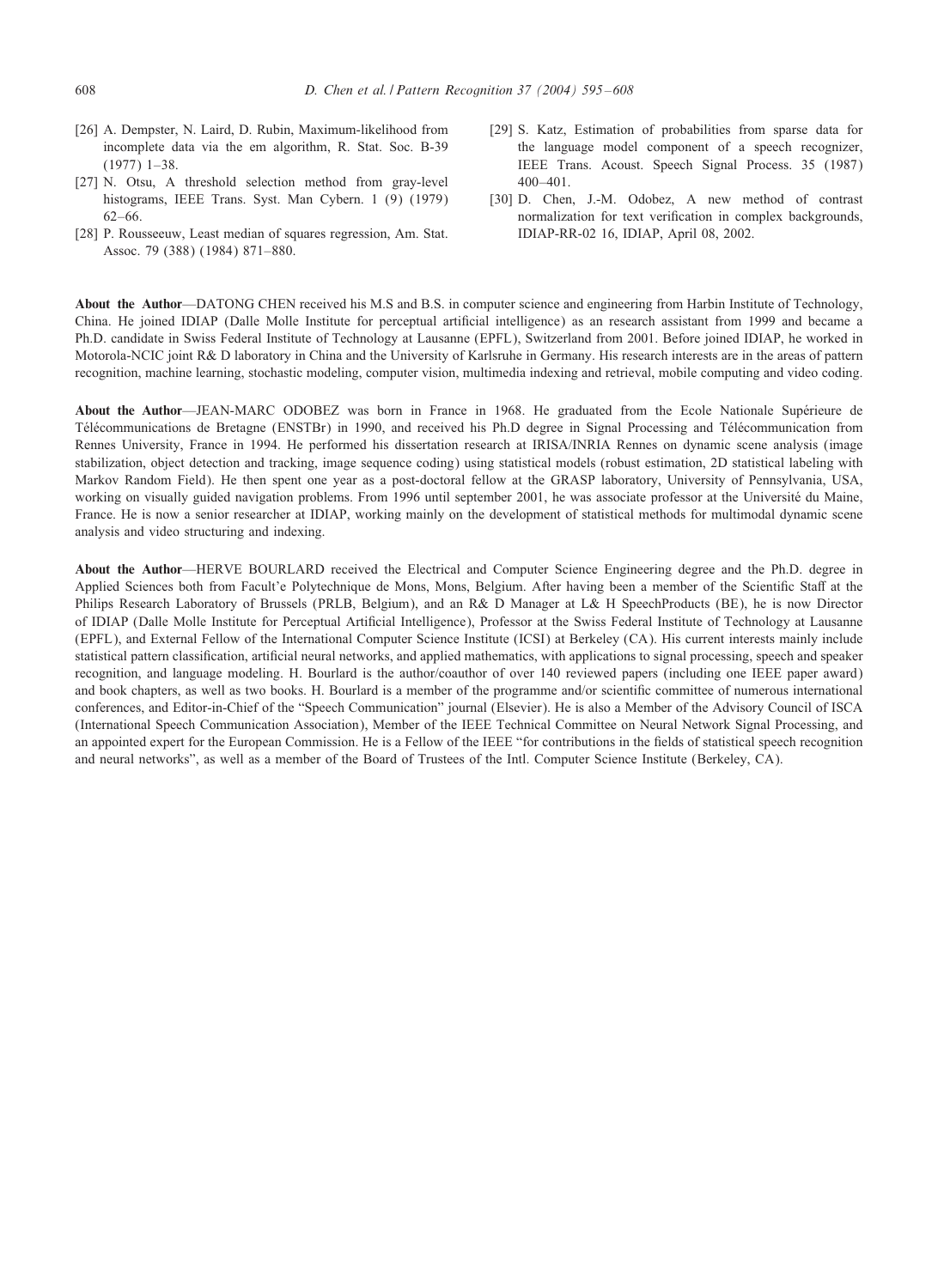[26] A. Dempster, N. Laird, D. Rubin, Maximum-likelihood from incomplete data via the em algorithm, R. Stat. Soc. B-39 (1977) 1–38.

[27] N. Otsu, A threshold selection method from gray-level histograms, IEEE Trans. Syst. Man Cybern. 1 (9) (1979) 62–66.

[28] P. Rousseeuw, Least median of squares regression, Am. Stat. Assoc. 79 (388) (1984) 871–880.

[29] S. Katz, Estimation of probabilities from sparse data for the language model component of a speech recognizer, IEEE Trans. Acoust. Speech Signal Process. 35 (1987) 400–401.

[30] D. Chen, J.-M. Odobez, A new method of contrast normalization for text verification in complex backgrounds, IDIAP-RR-02 16, IDIAP, April 08, 2002.

**About the Author**—DATONG CHEN received his M.S and B.S. in computer science and engineering from Harbin Institute of Technology, China. He joined IDIAP (Dalle Molle Institute for perceptual artificial intelligence) as an research assistant from 1999 and became a Ph.D. candidate in Swiss Federal Institute of Technology at Lausanne (EPFL), Switzerland from 2001. Before joined IDIAP, he worked in Motorola-NCIC joint R& D laboratory in China and the University of Karlsruhe in Germany. His research interests are in the areas of pattern recognition, machine learning, stochastic modeling, computer vision, multimedia indexing and retrieval, mobile computing and video coding.

**About the Author**—JEAN-MARC ODOBEZ was born in France in 1968. He graduated from the Ecole Nationale Supérieure de Télécommunications de Bretagne (ENSTBr) in 1990, and received his Ph.D degree in Signal Processing and Télécommunication from Rennes University, France in 1994. He performed his dissertation research at IRISA/INRIA Rennes on dynamic scene analysis (image stabilization, object detection and tracking, image sequence coding) using statistical models (robust estimation, 2D statistical labeling with Markov Random Field). He then spent one year as a post-doctoral fellow at the GRASP laboratory, University of Pennsylvania, USA, working on visually guided navigation problems. From 1996 until september 2001, he was associate professor at the Université du Maine, France. He is now a senior researcher at IDIAP, working mainly on the development of statistical methods for multimodal dynamic scene analysis and video structuring and indexing.

**About the Author**—HERVE BOURLARD received the Electrical and Computer Science Engineering degree and the Ph.D. degree in Applied Sciences both from Facult'e Polytechnique de Mons, Mons, Belgium. After having been a member of the Scientific Staff at the Philips Research Laboratory of Brussels (PRLB, Belgium), and an R& D Manager at L& H SpeechProducts (BE), he is now Director of IDIAP (Dalle Molle Institute for Perceptual Artificial Intelligence), Professor at the Swiss Federal Institute of Technology at Lausanne (EPFL), and External Fellow of the International Computer Science Institute (ICSI) at Berkeley (CA). His current interests mainly include statistical pattern classification, artificial neural networks, and applied mathematics, with applications to signal processing, speech and speaker recognition, and language modeling. H. Bourlard is the author/coauthor of over 140 reviewed papers (including one IEEE paper award) and book chapters, as well as two books. H. Bourlard is a member of the programme and/or scientific committee of numerous international conferences, and Editor-in-Chief of the "Speech Communication" journal (Elsevier). He is also a Member of the Advisory Council of ISCA (International Speech Communication Association), Member of the IEEE Technical Committee on Neural Network Signal Processing, and an appointed expert for the European Commission. He is a Fellow of the IEEE "for contributions in the fields of statistical speech recognition and neural networks", as well as a member of the Board of Trustees of the Intl. Computer Science Institute (Berkeley, CA).